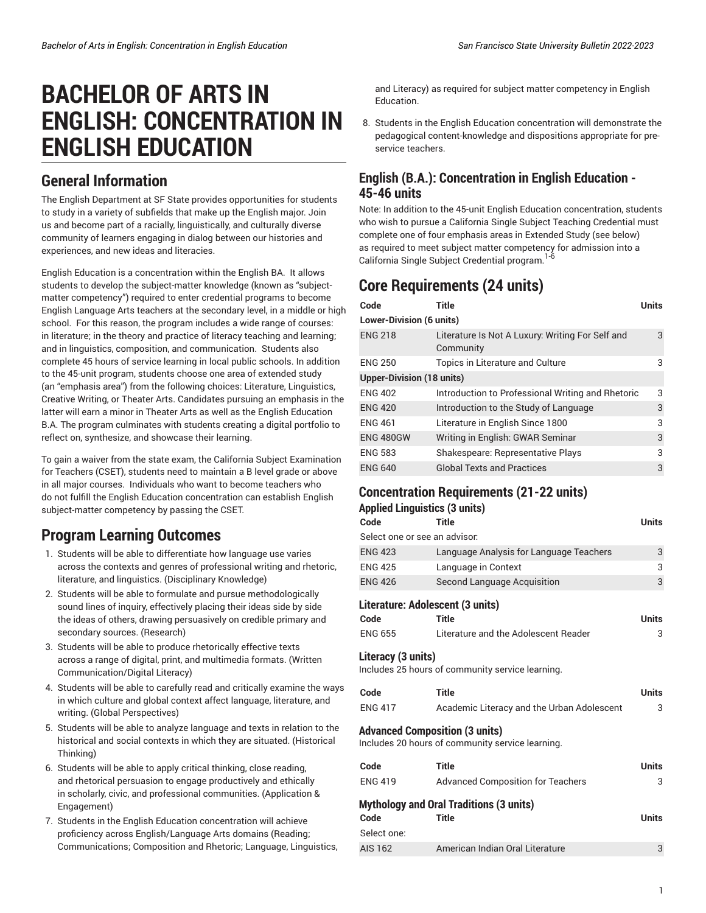# BACHELOR OF ARTS IN ENGLISH: CONCENTRATION IN ENGLISH EDUCATION

## General Information

The English Department at SF State provides opportunities for students to study in a variety of subfields that make up the English major. Join us and become part of a racially, linguistically, and culturally diverse community of learners engaging in dialog between our histories and experiences, and new ideas and literacies.

English Education is a concentration within the English BA. It allows students to develop the subject-matter knowledge (known as "subject-matter competency") required to enter credential programs to become English Language Arts teachers at the secondary level, in a middle or high school. For this reason, the program includes a wide range of courses: in literature; in the theory and practice of literacy teaching and learning; and in linguistics, composition, and communication. Students also complete 45 hours of service learning in local public schools. In addition to the 45-unit program, students choose one area of extended study (an "emphasis area") from the following choices: Literature, Linguistics, Creative Writing, or Theater Arts. Candidates pursuing an emphasis in the latter will earn a minor in Theater Arts as well as the English Education B.A. The program culminates with students creating a digital portfolio to reflect on, synthesize, and showcase their learning.

To gain a waiver from the state exam, the California Subject Examination for Teachers (CSET), students need to maintain a B level grade or above in all major courses. Individuals who want to become teachers who do not fulfill the English Education concentration can establish English subject-matter competency by passing the CSET.

## Program Learning Outcomes

1. Students will be able to differentiate how language use varies across the contexts and genres of professional writing and rhetoric, literature, and linguistics. (Disciplinary Knowledge)
2. Students will be able to formulate and pursue methodologically sound lines of inquiry, effectively placing their ideas side by side the ideas of others, drawing persuasively on credible primary and secondary sources. (Research)
3. Students will be able to produce rhetorically effective texts across a range of digital, print, and multimedia formats. (Written Communication/Digital Literacy)
4. Students will be able to carefully read and critically examine the ways in which culture and global context affect language, literature, and writing. (Global Perspectives)
5. Students will be able to analyze language and texts in relation to the historical and social contexts in which they are situated. (Historical Thinking)
6. Students will be able to apply critical thinking, close reading, and rhetorical persuasion to engage productively and ethically in scholarly, civic, and professional communities. (Application & Engagement)
7. Students in the English Education concentration will achieve proficiency across English/Language Arts domains (Reading; Communications; Composition and Rhetoric; Language, Linguistics, and Literacy) as required for subject matter competency in English Education.
8. Students in the English Education concentration will demonstrate the pedagogical content-knowledge and dispositions appropriate for pre-service teachers.

### English (B.A.): Concentration in English Education - 45-46 units

Note: In addition to the 45-unit English Education concentration, students who wish to pursue a California Single Subject Teaching Credential must complete one of four emphasis areas in Extended Study (see below) as required to meet subject matter competency for admission into a California Single Subject Credential program.[1-6]

## Core Requirements (24 units)

| Code | Title | Units |
|---|---|---|
| **Lower-Division (6 units)** | | |
| ENG 218 | Literature Is Not A Luxury: Writing For Self and Community | 3 |
| ENG 250 | Topics in Literature and Culture | 3 |
| **Upper-Division (18 units)** | | |
| ENG 402 | Introduction to Professional Writing and Rhetoric | 3 |
| ENG 420 | Introduction to the Study of Language | 3 |
| ENG 461 | Literature in English Since 1800 | 3 |
| ENG 480GW | Writing in English: GWAR Seminar | 3 |
| ENG 583 | Shakespeare: Representative Plays | 3 |
| ENG 640 | Global Texts and Practices | 3 |

## Concentration Requirements (21-22 units)

### Applied Linguistics (3 units)

| Code | Title | Units |
|---|---|---|
| Select one or see an advisor: | | |
| ENG 423 | Language Analysis for Language Teachers | 3 |
| ENG 425 | Language in Context | 3 |
| ENG 426 | Second Language Acquisition | 3 |

### Literature: Adolescent (3 units)

| Code | Title | Units |
|---|---|---|
| ENG 655 | Literature and the Adolescent Reader | 3 |

### Literacy (3 units)

Includes 25 hours of community service learning.

| Code | Title | Units |
|---|---|---|
| ENG 417 | Academic Literacy and the Urban Adolescent | 3 |

### Advanced Composition (3 units)

Includes 20 hours of community service learning.

| Code | Title | Units |
|---|---|---|
| ENG 419 | Advanced Composition for Teachers | 3 |

### Mythology and Oral Traditions (3 units)

| Code | Title | Units |
|---|---|---|
| Select one: | | |
| AIS 162 | American Indian Oral Literature | 3 |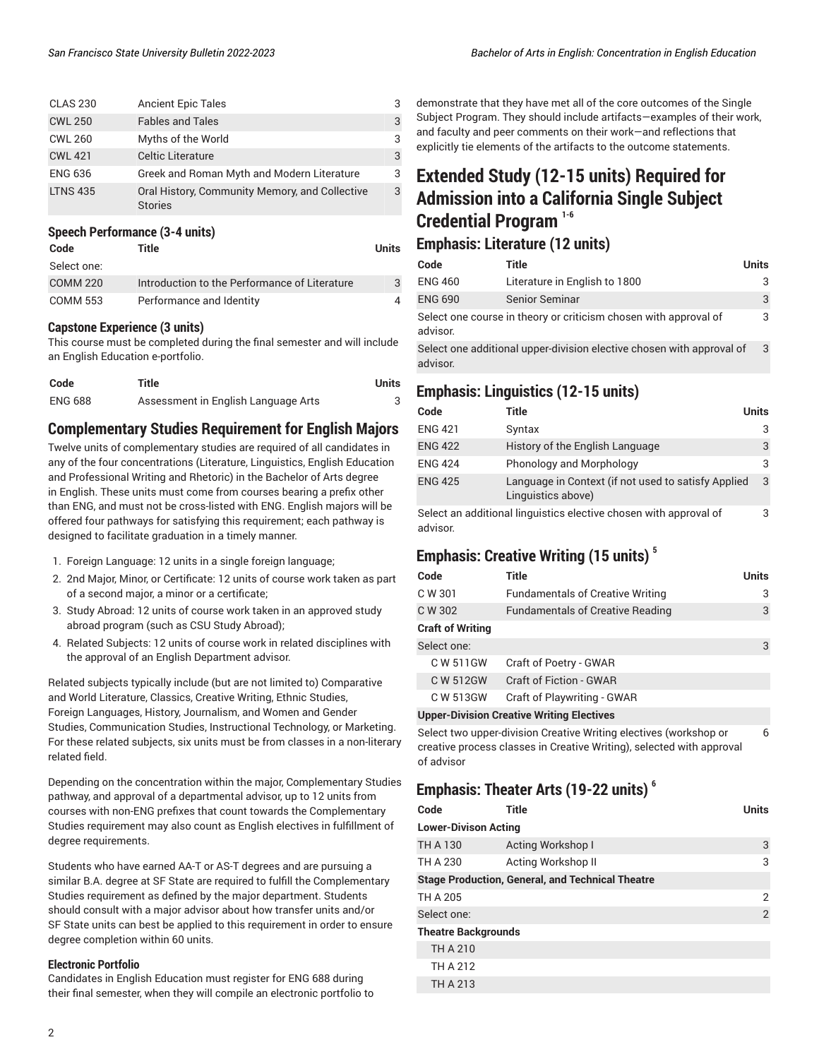| | | |
|---|---|---|
| CLAS 230 | Ancient Epic Tales | 3 |
| CWL 250 | Fables and Tales | 3 |
| CWL 260 | Myths of the World | 3 |
| CWL 421 | Celtic Literature | 3 |
| ENG 636 | Greek and Roman Myth and Modern Literature | 3 |
| LTNS 435 | Oral History, Community Memory, and Collective Stories | 3 |

#### Speech Performance (3-4 units)

| Code | Title | Units |
|---|---|---|
| Select one: | | |
| COMM 220 | Introduction to the Performance of Literature | 3 |
| COMM 553 | Performance and Identity | 4 |

#### Capstone Experience (3 units)

This course must be completed during the final semester and will include an English Education e-portfolio.

| Code | Title | Units |
|---|---|---|
| ENG 688 | Assessment in English Language Arts | 3 |

## Complementary Studies Requirement for English Majors

Twelve units of complementary studies are required of all candidates in any of the four concentrations (Literature, Linguistics, English Education and Professional Writing and Rhetoric) in the Bachelor of Arts degree in English. These units must come from courses bearing a prefix other than ENG, and must not be cross-listed with ENG. English majors will be offered four pathways for satisfying this requirement; each pathway is designed to facilitate graduation in a timely manner.

1. Foreign Language: 12 units in a single foreign language;
2. 2nd Major, Minor, or Certificate: 12 units of course work taken as part of a second major, a minor or a certificate;
3. Study Abroad: 12 units of course work taken in an approved study abroad program (such as CSU Study Abroad);
4. Related Subjects: 12 units of course work in related disciplines with the approval of an English Department advisor.

Related subjects typically include (but are not limited to) Comparative and World Literature, Classics, Creative Writing, Ethnic Studies, Foreign Languages, History, Journalism, and Women and Gender Studies, Communication Studies, Instructional Technology, or Marketing. For these related subjects, six units must be from classes in a non-literary related field.

Depending on the concentration within the major, Complementary Studies pathway, and approval of a departmental advisor, up to 12 units from courses with non-ENG prefixes that count towards the Complementary Studies requirement may also count as English electives in fulfillment of degree requirements.

Students who have earned AA-T or AS-T degrees and are pursuing a similar B.A. degree at SF State are required to fulfill the Complementary Studies requirement as defined by the major department. Students should consult with a major advisor about how transfer units and/or SF State units can best be applied to this requirement in order to ensure degree completion within 60 units.

#### Electronic Portfolio

Candidates in English Education must register for ENG 688 during their final semester, when they will compile an electronic portfolio to demonstrate that they have met all of the core outcomes of the Single Subject Program. They should include artifacts—examples of their work, and faculty and peer comments on their work—and reflections that explicitly tie elements of the artifacts to the outcome statements.

## Extended Study (12-15 units) Required for Admission into a California Single Subject Credential Program [1-6]

### Emphasis: Literature (12 units)

| Code | Title | Units |
|---|---|---|
| ENG 460 | Literature in English to 1800 | 3 |
| ENG 690 | Senior Seminar | 3 |
| Select one course in theory or criticism chosen with approval of advisor. | | 3 |
| Select one additional upper-division elective chosen with approval of advisor. | | 3 |

### Emphasis: Linguistics (12-15 units)

| Code | Title | Units |
|---|---|---|
| ENG 421 | Syntax | 3 |
| ENG 422 | History of the English Language | 3 |
| ENG 424 | Phonology and Morphology | 3 |
| ENG 425 | Language in Context (if not used to satisfy Applied Linguistics above) | 3 |
| Select an additional linguistics elective chosen with approval of advisor. | | 3 |

### Emphasis: Creative Writing (15 units) [5]

| Code | Title | Units |
|---|---|---|
| C W 301 | Fundamentals of Creative Writing | 3 |
| C W 302 | Fundamentals of Creative Reading | 3 |
| **Craft of Writing** | | |
| Select one: | | 3 |
| C W 511GW | Craft of Poetry - GWAR | |
| C W 512GW | Craft of Fiction - GWAR | |
| C W 513GW | Craft of Playwriting - GWAR | |
| **Upper-Division Creative Writing Electives** | | |
| Select two upper-division Creative Writing electives (workshop or creative process classes in Creative Writing), selected with approval of advisor | | 6 |

### Emphasis: Theater Arts (19-22 units) [6]

| Code | Title | Units |
|---|---|---|
| **Lower-Divison Acting** | | |
| TH A 130 | Acting Workshop I | 3 |
| TH A 230 | Acting Workshop II | 3 |
| **Stage Production, General, and Technical Theatre** | | |
| TH A 205 | | 2 |
| Select one: | | 2 |
| **Theatre Backgrounds** | | |
| TH A 210 | | |
| TH A 212 | | |
| TH A 213 | | |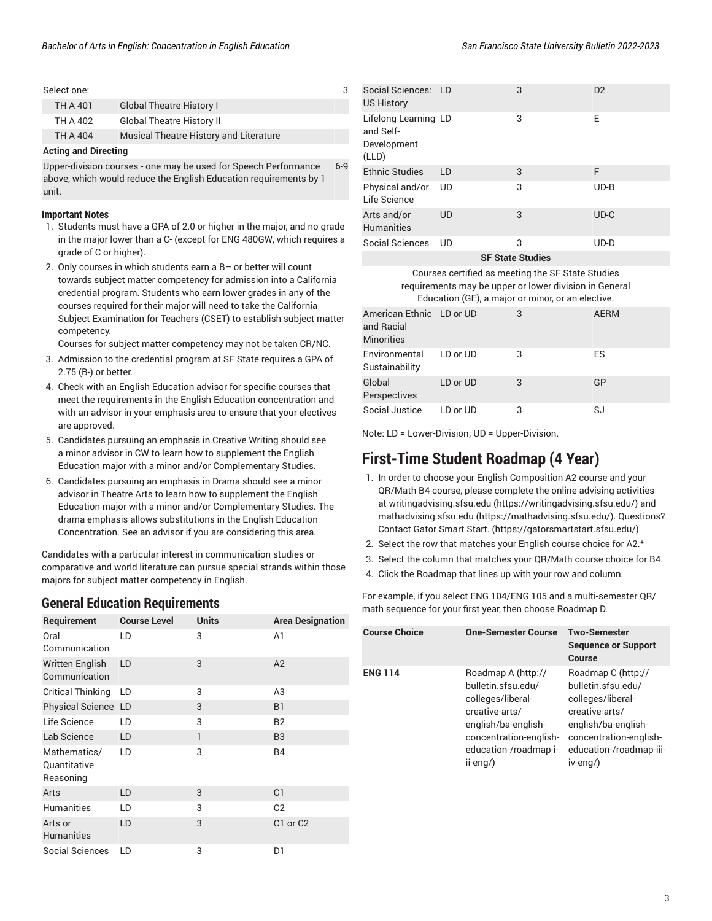| Select one: | | 3 |
|---|---|---|
| TH A 401 | Global Theatre History I | |
| TH A 402 | Global Theatre History II | |
| TH A 404 | Musical Theatre History and Literature | |
| **Acting and Directing** | | |
| Upper-division courses - one may be used for Speech Performance above, which would reduce the English Education requirements by 1 unit. | | 6-9 |

**Important Notes**

1. Students must have a GPA of 2.0 or higher in the major, and no grade in the major lower than a C- (except for ENG 480GW, which requires a grade of C or higher).
2. Only courses in which students earn a B– or better will count towards subject matter competency for admission into a California credential program. Students who earn lower grades in any of the courses required for their major will need to take the California Subject Examination for Teachers (CSET) to establish subject matter competency.
   Courses for subject matter competency may not be taken CR/NC.
3. Admission to the credential program at SF State requires a GPA of 2.75 (B-) or better.
4. Check with an English Education advisor for specific courses that meet the requirements in the English Education concentration and with an advisor in your emphasis area to ensure that your electives are approved.
5. Candidates pursuing an emphasis in Creative Writing should see a minor advisor in CW to learn how to supplement the English Education major with a minor and/or Complementary Studies.
6. Candidates pursuing an emphasis in Drama should see a minor advisor in Theatre Arts to learn how to supplement the English Education major with a minor and/or Complementary Studies. The drama emphasis allows substitutions in the English Education Concentration. See an advisor if you are considering this area.

Candidates with a particular interest in communication studies or comparative and world literature can pursue special strands within those majors for subject matter competency in English.

## General Education Requirements

| Requirement | Course Level | Units | Area Designation |
|---|---|---|---|
| Oral Communication | LD | 3 | A1 |
| Written English Communication | LD | 3 | A2 |
| Critical Thinking | LD | 3 | A3 |
| Physical Science | LD | 3 | B1 |
| Life Science | LD | 3 | B2 |
| Lab Science | LD | 1 | B3 |
| Mathematics/ Quantitative Reasoning | LD | 3 | B4 |
| Arts | LD | 3 | C1 |
| Humanities | LD | 3 | C2 |
| Arts or Humanities | LD | 3 | C1 or C2 |
| Social Sciences | LD | 3 | D1 |
| Social Sciences: US History | LD | 3 | D2 |
| Lifelong Learning and Self-Development (LLD) | LD | 3 | E |
| Ethnic Studies | LD | 3 | F |
| Physical and/or Life Science | UD | 3 | UD-B |
| Arts and/or Humanities | UD | 3 | UD-C |
| Social Sciences | UD | 3 | UD-D |
| **SF State Studies** | | | |
| Courses certified as meeting the SF State Studies requirements may be upper or lower division in General Education (GE), a major or minor, or an elective. | | | |
| American Ethnic and Racial Minorities | LD or UD | 3 | AERM |
| Environmental Sustainability | LD or UD | 3 | ES |
| Global Perspectives | LD or UD | 3 | GP |
| Social Justice | LD or UD | 3 | SJ |

Note: LD = Lower-Division; UD = Upper-Division.

## First-Time Student Roadmap (4 Year)

1. In order to choose your English Composition A2 course and your QR/Math B4 course, please complete the online advising activities at writingadvising.sfsu.edu (https://writingadvising.sfsu.edu/) and mathadvising.sfsu.edu (https://mathadvising.sfsu.edu/). Questions? Contact Gator Smart Start. (https://gatorsmartstart.sfsu.edu/)
2. Select the row that matches your English course choice for A2.*
3. Select the column that matches your QR/Math course choice for B4.
4. Click the Roadmap that lines up with your row and column.

For example, if you select ENG 104/ENG 105 and a multi-semester QR/ math sequence for your first year, then choose Roadmap D.

| Course Choice | One-Semester Course | Two-Semester Sequence or Support Course |
|---|---|---|
| **ENG 114** | Roadmap A (http://bulletin.sfsu.edu/colleges/liberal-creative-arts/english/ba-english-concentration-english-education-/roadmap-i-ii-eng/) | Roadmap C (http://bulletin.sfsu.edu/colleges/liberal-creative-arts/english/ba-english-concentration-english-education-/roadmap-iii-iv-eng/) |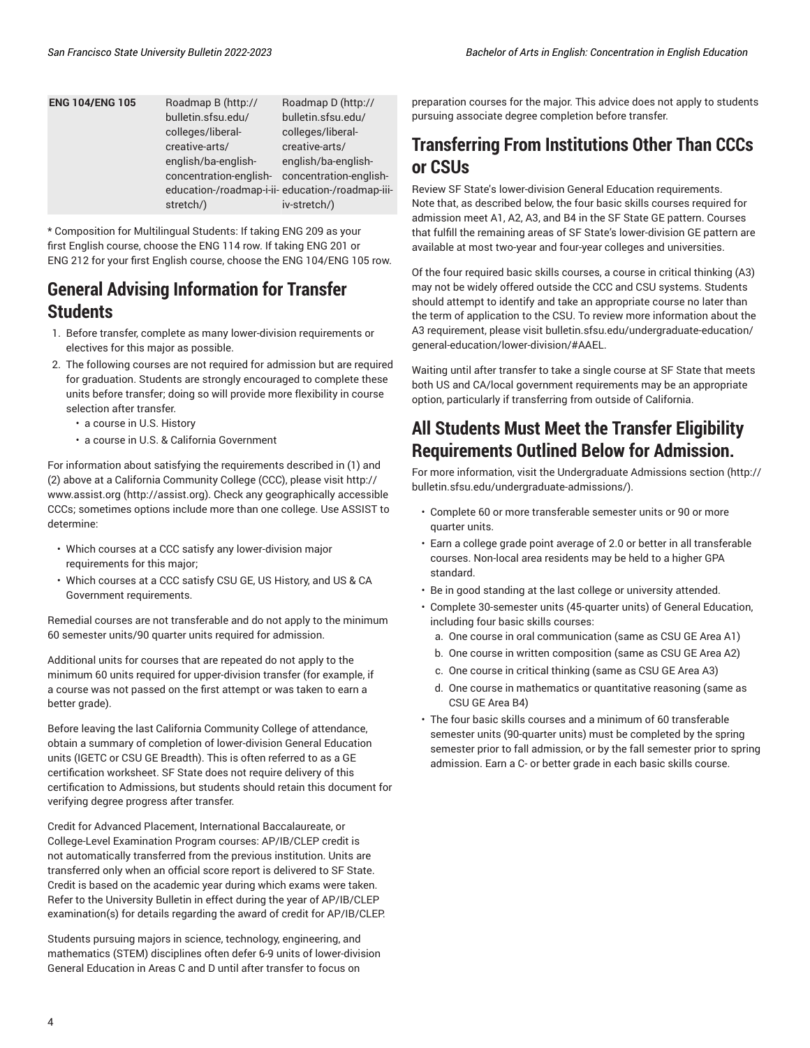| | | |
|---|---|---|
| **ENG 104/ENG 105** | Roadmap B (http://bulletin.sfsu.edu/colleges/liberal-creative-arts/english/ba-english-concentration-english-education-/roadmap-i-ii-stretch/) | Roadmap D (http://bulletin.sfsu.edu/colleges/liberal-creative-arts/english/ba-english-concentration-english-education-/roadmap-iii-iv-stretch/) |

* Composition for Multilingual Students: If taking ENG 209 as your first English course, choose the ENG 114 row. If taking ENG 201 or ENG 212 for your first English course, choose the ENG 104/ENG 105 row.

## General Advising Information for Transfer Students

1. Before transfer, complete as many lower-division requirements or electives for this major as possible.
2. The following courses are not required for admission but are required for graduation. Students are strongly encouraged to complete these units before transfer; doing so will provide more flexibility in course selection after transfer.
   - a course in U.S. History
   - a course in U.S. & California Government

For information about satisfying the requirements described in (1) and (2) above at a California Community College (CCC), please visit http://www.assist.org (http://assist.org). Check any geographically accessible CCCs; sometimes options include more than one college. Use ASSIST to determine:

- Which courses at a CCC satisfy any lower-division major requirements for this major;
- Which courses at a CCC satisfy CSU GE, US History, and US & CA Government requirements.

Remedial courses are not transferable and do not apply to the minimum 60 semester units/90 quarter units required for admission.

Additional units for courses that are repeated do not apply to the minimum 60 units required for upper-division transfer (for example, if a course was not passed on the first attempt or was taken to earn a better grade).

Before leaving the last California Community College of attendance, obtain a summary of completion of lower-division General Education units (IGETC or CSU GE Breadth). This is often referred to as a GE certification worksheet. SF State does not require delivery of this certification to Admissions, but students should retain this document for verifying degree progress after transfer.

Credit for Advanced Placement, International Baccalaureate, or College-Level Examination Program courses: AP/IB/CLEP credit is not automatically transferred from the previous institution. Units are transferred only when an official score report is delivered to SF State. Credit is based on the academic year during which exams were taken. Refer to the University Bulletin in effect during the year of AP/IB/CLEP examination(s) for details regarding the award of credit for AP/IB/CLEP.

Students pursuing majors in science, technology, engineering, and mathematics (STEM) disciplines often defer 6-9 units of lower-division General Education in Areas C and D until after transfer to focus on preparation courses for the major. This advice does not apply to students pursuing associate degree completion before transfer.

## Transferring From Institutions Other Than CCCs or CSUs

Review SF State's lower-division General Education requirements. Note that, as described below, the four basic skills courses required for admission meet A1, A2, A3, and B4 in the SF State GE pattern. Courses that fulfill the remaining areas of SF State's lower-division GE pattern are available at most two-year and four-year colleges and universities.

Of the four required basic skills courses, a course in critical thinking (A3) may not be widely offered outside the CCC and CSU systems. Students should attempt to identify and take an appropriate course no later than the term of application to the CSU. To review more information about the A3 requirement, please visit bulletin.sfsu.edu/undergraduate-education/general-education/lower-division/#AAEL.

Waiting until after transfer to take a single course at SF State that meets both US and CA/local government requirements may be an appropriate option, particularly if transferring from outside of California.

## All Students Must Meet the Transfer Eligibility Requirements Outlined Below for Admission.

For more information, visit the Undergraduate Admissions section (http://bulletin.sfsu.edu/undergraduate-admissions/).

- Complete 60 or more transferable semester units or 90 or more quarter units.
- Earn a college grade point average of 2.0 or better in all transferable courses. Non-local area residents may be held to a higher GPA standard.
- Be in good standing at the last college or university attended.
- Complete 30-semester units (45-quarter units) of General Education, including four basic skills courses:
  a. One course in oral communication (same as CSU GE Area A1)
  b. One course in written composition (same as CSU GE Area A2)
  c. One course in critical thinking (same as CSU GE Area A3)
  d. One course in mathematics or quantitative reasoning (same as CSU GE Area B4)
- The four basic skills courses and a minimum of 60 transferable semester units (90-quarter units) must be completed by the spring semester prior to fall admission, or by the fall semester prior to spring admission. Earn a C- or better grade in each basic skills course.